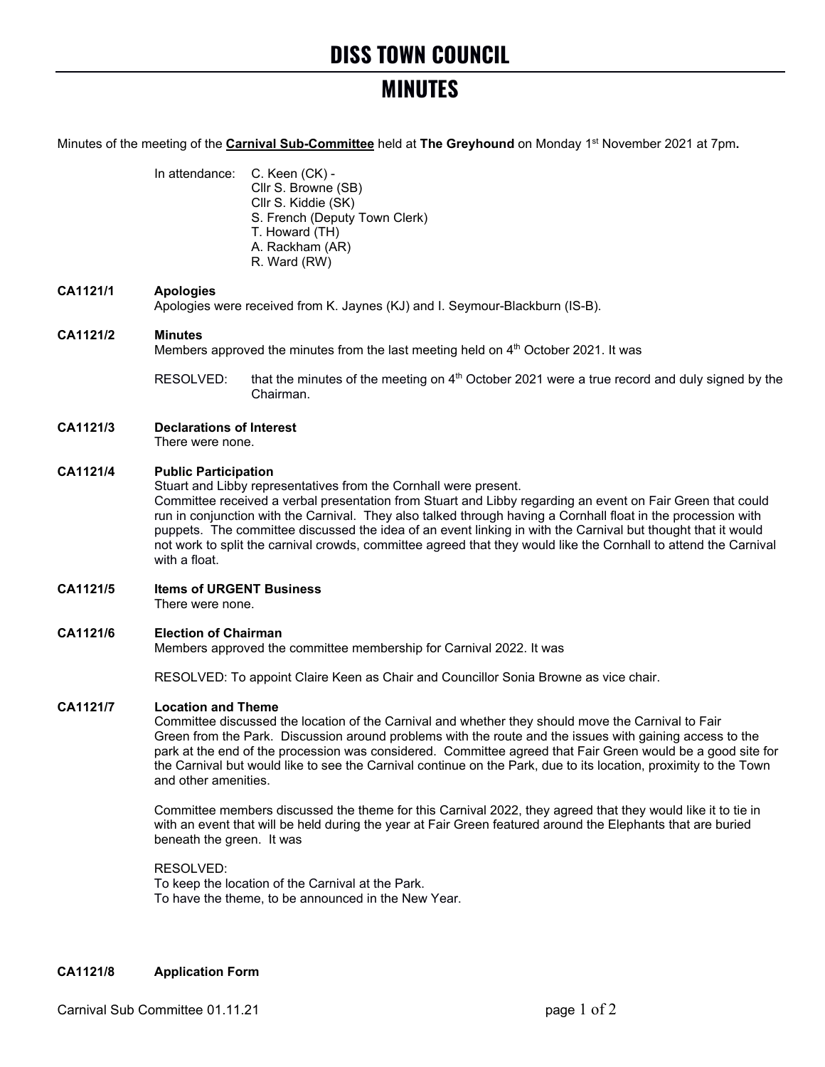# DISS TOWN COUNCIL

# MINUTES

Minutes of the meeting of the **Carnival Sub-Committee** held at **The Greyhound** on Monday 1st November 2021 at 7pm**.**

In attendance: C. Keen (CK) -
Cllr S. Browne (SB)
Cllr S. Kiddie (SK)
S. French (Deputy Town Clerk)
T. Howard (TH)
A. Rackham (AR)
R. Ward (RW)

**CA1121/1 Apologies**

Apologies were received from K. Jaynes (KJ) and I. Seymour-Blackburn (IS-B).

**CA1121/2 Minutes**

Members approved the minutes from the last meeting held on 4th October 2021. It was

RESOLVED: that the minutes of the meeting on 4th October 2021 were a true record and duly signed by the Chairman.

**CA1121/3 Declarations of Interest**

There were none.

**CA1121/4 Public Participation**

Stuart and Libby representatives from the Cornhall were present.
Committee received a verbal presentation from Stuart and Libby regarding an event on Fair Green that could run in conjunction with the Carnival. They also talked through having a Cornhall float in the procession with puppets. The committee discussed the idea of an event linking in with the Carnival but thought that it would not work to split the carnival crowds, committee agreed that they would like the Cornhall to attend the Carnival with a float.

**CA1121/5 Items of URGENT Business**

There were none.

**CA1121/6 Election of Chairman**

Members approved the committee membership for Carnival 2022. It was

RESOLVED: To appoint Claire Keen as Chair and Councillor Sonia Browne as vice chair.

**CA1121/7 Location and Theme**

Committee discussed the location of the Carnival and whether they should move the Carnival to Fair Green from the Park. Discussion around problems with the route and the issues with gaining access to the park at the end of the procession was considered. Committee agreed that Fair Green would be a good site for the Carnival but would like to see the Carnival continue on the Park, due to its location, proximity to the Town and other amenities.

Committee members discussed the theme for this Carnival 2022, they agreed that they would like it to tie in with an event that will be held during the year at Fair Green featured around the Elephants that are buried beneath the green. It was

RESOLVED:
To keep the location of the Carnival at the Park.
To have the theme, to be announced in the New Year.

**CA1121/8 Application Form**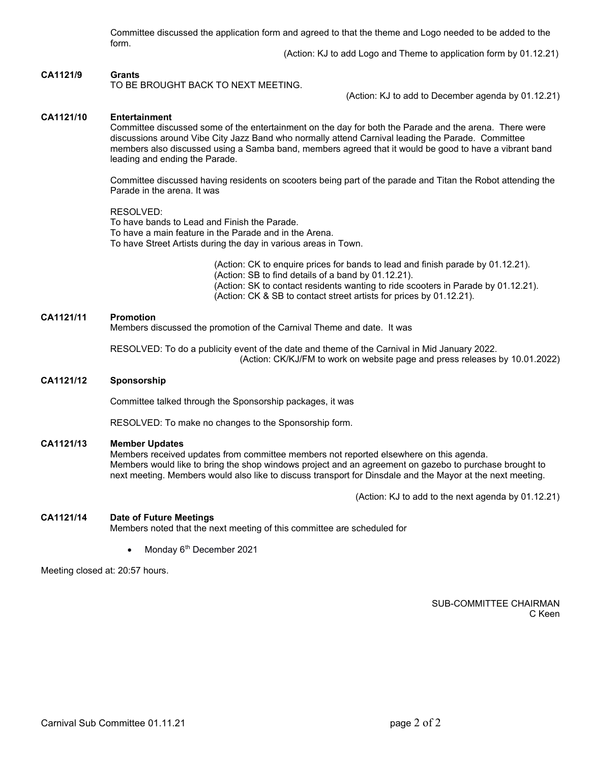Committee discussed the application form and agreed to that the theme and Logo needed to be added to the form.

(Action: KJ to add Logo and Theme to application form by 01.12.21)

**CA1121/9 Grants**

TO BE BROUGHT BACK TO NEXT MEETING.

(Action: KJ to add to December agenda by 01.12.21)

**CA1121/10 Entertainment**

Committee discussed some of the entertainment on the day for both the Parade and the arena. There were discussions around Vibe City Jazz Band who normally attend Carnival leading the Parade. Committee members also discussed using a Samba band, members agreed that it would be good to have a vibrant band leading and ending the Parade.

Committee discussed having residents on scooters being part of the parade and Titan the Robot attending the Parade in the arena. It was

RESOLVED:
To have bands to Lead and Finish the Parade.
To have a main feature in the Parade and in the Arena.
To have Street Artists during the day in various areas in Town.

(Action: CK to enquire prices for bands to lead and finish parade by 01.12.21).
(Action: SB to find details of a band by 01.12.21).
(Action: SK to contact residents wanting to ride scooters in Parade by 01.12.21).
(Action: CK & SB to contact street artists for prices by 01.12.21).

**CA1121/11 Promotion**

Members discussed the promotion of the Carnival Theme and date. It was

RESOLVED: To do a publicity event of the date and theme of the Carnival in Mid January 2022.
(Action: CK/KJ/FM to work on website page and press releases by 10.01.2022)

**CA1121/12 Sponsorship**

Committee talked through the Sponsorship packages, it was

RESOLVED: To make no changes to the Sponsorship form.

**CA1121/13 Member Updates**

Members received updates from committee members not reported elsewhere on this agenda.
Members would like to bring the shop windows project and an agreement on gazebo to purchase brought to next meeting. Members would also like to discuss transport for Dinsdale and the Mayor at the next meeting.

(Action: KJ to add to the next agenda by 01.12.21)

**CA1121/14 Date of Future Meetings**

Members noted that the next meeting of this committee are scheduled for

- Monday 6th December 2021

Meeting closed at: 20:57 hours.

SUB-COMMITTEE CHAIRMAN
C Keen